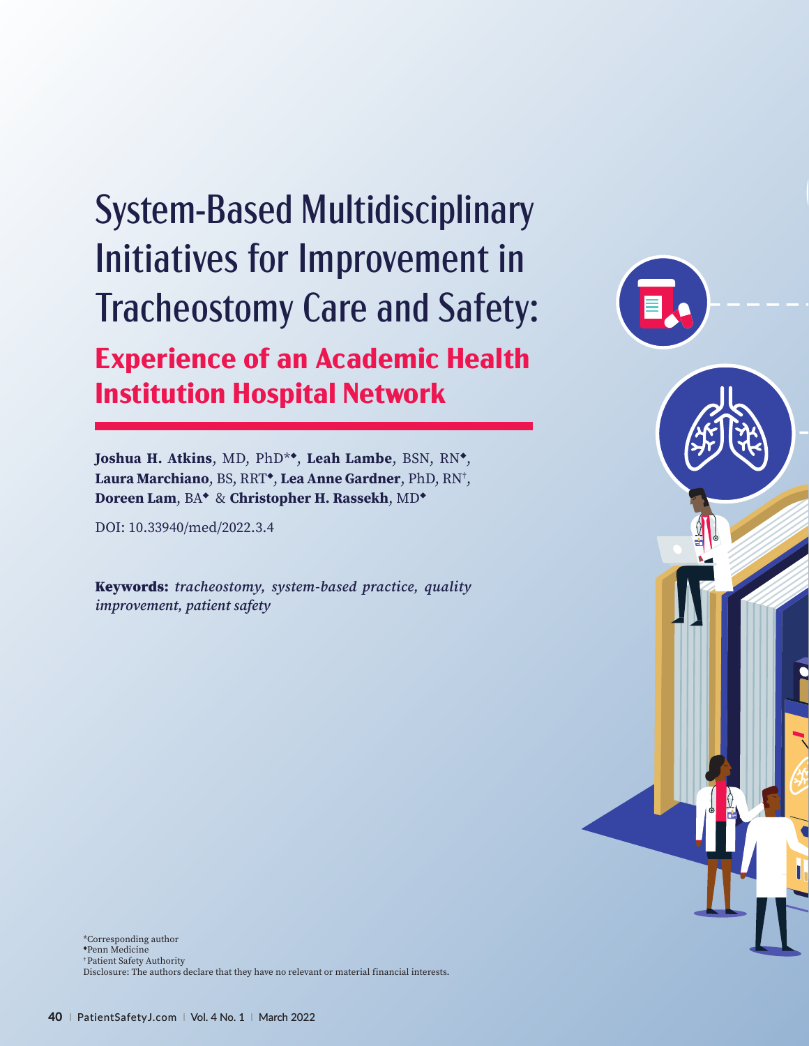# System-Based Multidisciplinary Initiatives for Improvement in Tracheostomy Care and Safety:

## Experience of an Academic Health Institution Hospital Network

**Joshua H. Atkins**, MD, PhD*◆, **Leah Lambe**, BSN, RN◆, **Laura Marchiano**, BS, RRT◆, **Lea Anne Gardner**, PhD, RN†, **Doreen Lam**, BA◆ & **Christopher H. Rassekh**, MD◆

DOI: 10.33940/med/2022.3.4

**Keywords:** *tracheostomy, system-based practice, quality improvement, patient safety*

*Corresponding author
◆Penn Medicine
†Patient Safety Authority
Disclosure: The authors declare that they have no relevant or material financial interests.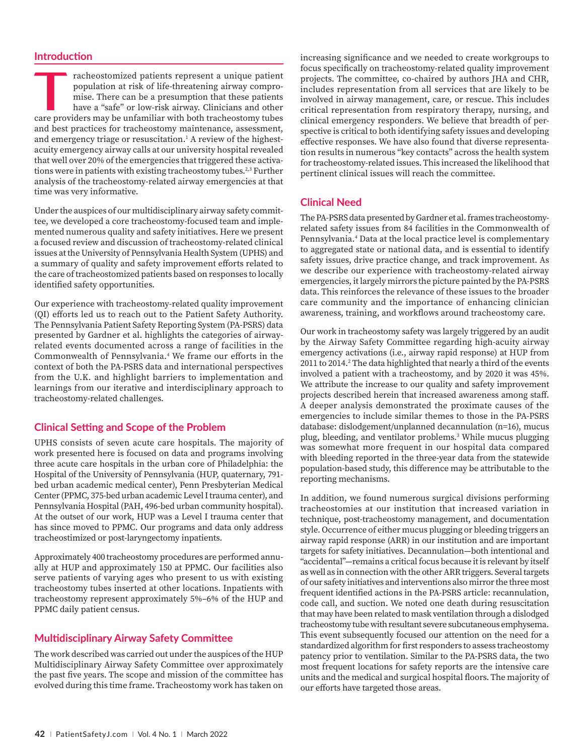## Introduction

Tracheostomized patients represent a unique patient population at risk of life-threatening airway compromise. There can be a presumption that these patients have a "safe" or low-risk airway. Clinicians and other care providers may be unfamiliar with both tracheostomy tubes and best practices for tracheostomy maintenance, assessment, and emergency triage or resuscitation.[1] A review of the highest-acuity emergency airway calls at our university hospital revealed that well over 20% of the emergencies that triggered these activations were in patients with existing tracheostomy tubes.[2,3] Further analysis of the tracheostomy-related airway emergencies at that time was very informative.

Under the auspices of our multidisciplinary airway safety committee, we developed a core tracheostomy-focused team and implemented numerous quality and safety initiatives. Here we present a focused review and discussion of tracheostomy-related clinical issues at the University of Pennsylvania Health System (UPHS) and a summary of quality and safety improvement efforts related to the care of tracheostomized patients based on responses to locally identified safety opportunities.

Our experience with tracheostomy-related quality improvement (QI) efforts led us to reach out to the Patient Safety Authority. The Pennsylvania Patient Safety Reporting System (PA-PSRS) data presented by Gardner et al. highlights the categories of airway-related events documented across a range of facilities in the Commonwealth of Pennsylvania.[4] We frame our efforts in the context of both the PA-PSRS data and international perspectives from the U.K. and highlight barriers to implementation and learnings from our iterative and interdisciplinary approach to tracheostomy-related challenges.

## Clinical Setting and Scope of the Problem

UPHS consists of seven acute care hospitals. The majority of work presented here is focused on data and programs involving three acute care hospitals in the urban core of Philadelphia: the Hospital of the University of Pennsylvania (HUP, quaternary, 791-bed urban academic medical center), Penn Presbyterian Medical Center (PPMC, 375-bed urban academic Level I trauma center), and Pennsylvania Hospital (PAH, 496-bed urban community hospital). At the outset of our work, HUP was a Level I trauma center that has since moved to PPMC. Our programs and data only address tracheostimized or post-laryngectomy inpatients.

Approximately 400 tracheostomy procedures are performed annually at HUP and approximately 150 at PPMC. Our facilities also serve patients of varying ages who present to us with existing tracheostomy tubes inserted at other locations. Inpatients with tracheostomy represent approximately 5%–6% of the HUP and PPMC daily patient census.

## Multidisciplinary Airway Safety Committee

The work described was carried out under the auspices of the HUP Multidisciplinary Airway Safety Committee over approximately the past five years. The scope and mission of the committee has evolved during this time frame. Tracheostomy work has taken on increasing significance and we needed to create workgroups to focus specifically on tracheostomy-related quality improvement projects. The committee, co-chaired by authors JHA and CHR, includes representation from all services that are likely to be involved in airway management, care, or rescue. This includes critical representation from respiratory therapy, nursing, and clinical emergency responders. We believe that breadth of perspective is critical to both identifying safety issues and developing effective responses. We have also found that diverse representation results in numerous "key contacts" across the health system for tracheostomy-related issues. This increased the likelihood that pertinent clinical issues will reach the committee.

## Clinical Need

The PA-PSRS data presented by Gardner et al. frames tracheostomy-related safety issues from 84 facilities in the Commonwealth of Pennsylvania.[4] Data at the local practice level is complementary to aggregated state or national data, and is essential to identify safety issues, drive practice change, and track improvement. As we describe our experience with tracheostomy-related airway emergencies, it largely mirrors the picture painted by the PA-PSRS data. This reinforces the relevance of these issues to the broader care community and the importance of enhancing clinician awareness, training, and workflows around tracheostomy care.

Our work in tracheostomy safety was largely triggered by an audit by the Airway Safety Committee regarding high-acuity airway emergency activations (i.e., airway rapid response) at HUP from 2011 to 2014.[2] The data highlighted that nearly a third of the events involved a patient with a tracheostomy, and by 2020 it was 45%. We attribute the increase to our quality and safety improvement projects described herein that increased awareness among staff. A deeper analysis demonstrated the proximate causes of the emergencies to include similar themes to those in the PA-PSRS database: dislodgement/unplanned decannulation (n=16), mucus plug, bleeding, and ventilator problems.[3] While mucus plugging was somewhat more frequent in our hospital data compared with bleeding reported in the three-year data from the statewide population-based study, this difference may be attributable to the reporting mechanisms.

In addition, we found numerous surgical divisions performing tracheostomies at our institution that increased variation in technique, post-tracheostomy management, and documentation style. Occurrence of either mucus plugging or bleeding triggers an airway rapid response (ARR) in our institution and are important targets for safety initiatives. Decannulation—both intentional and "accidental"—remains a critical focus because it is relevant by itself as well as in connection with the other ARR triggers. Several targets of our safety initiatives and interventions also mirror the three most frequent identified actions in the PA-PSRS article: recannulation, code call, and suction. We noted one death during resuscitation that may have been related to mask ventilation through a dislodged tracheostomy tube with resultant severe subcutaneous emphysema. This event subsequently focused our attention on the need for a standardized algorithm for first responders to assess tracheostomy patency prior to ventilation. Similar to the PA-PSRS data, the two most frequent locations for safety reports are the intensive care units and the medical and surgical hospital floors. The majority of our efforts have targeted those areas.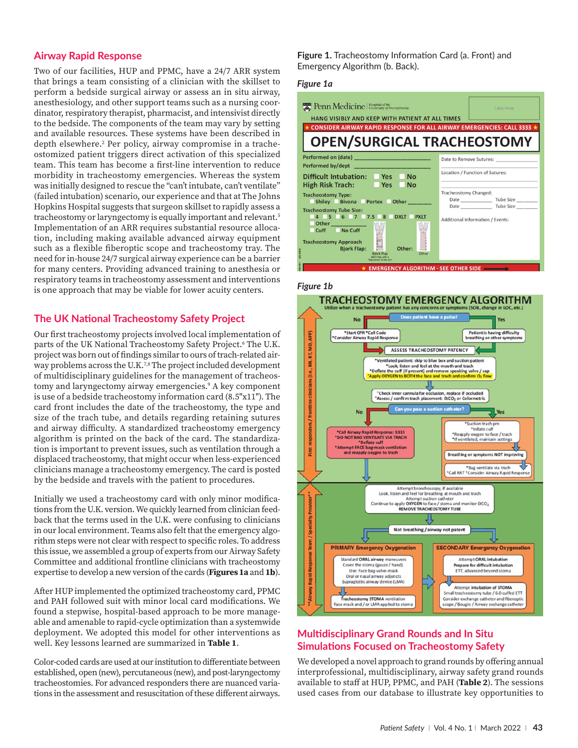## Airway Rapid Response

Two of our facilities, HUP and PPMC, have a 24/7 ARR system that brings a team consisting of a clinician with the skillset to perform a bedside surgical airway or assess an in situ airway, anesthesiology, and other support teams such as a nursing coordinator, respiratory therapist, pharmacist, and intensivist directly to the bedside. The components of the team may vary by setting and available resources. These systems have been described in depth elsewhere.[2] Per policy, airway compromise in a tracheostomized patient triggers direct activation of this specialized team. This team has become a first-line intervention to reduce morbidity in tracheostomy emergencies. Whereas the system was initially designed to rescue the "can't intubate, can't ventilate" (failed intubation) scenario, our experience and that at The Johns Hopkins Hospital suggests that surgeon skillset to rapidly assess a tracheostomy or laryngectomy is equally important and relevant.[5] Implementation of an ARR requires substantial resource allocation, including making available advanced airway equipment such as a flexible fiberoptic scope and tracheostomy tray. The need for in-house 24/7 surgical airway experience can be a barrier for many centers. Providing advanced training to anesthesia or respiratory teams in tracheostomy assessment and interventions is one approach that may be viable for lower acuity centers.

## The UK National Tracheostomy Safety Project

Our first tracheostomy projects involved local implementation of parts of the UK National Tracheostomy Safety Project.[6] The U.K. project was born out of findings similar to ours of trach-related airway problems across the U.K.[7,8] The project included development of multidisciplinary guidelines for the management of tracheostomy and laryngectomy airway emergencies.[9] A key component is use of a bedside tracheostomy information card (8.5"x11"). The card front includes the date of the tracheostomy, the type and size of the trach tube, and details regarding retaining sutures and airway difficulty. A standardized tracheostomy emergency algorithm is printed on the back of the card. The standardization is important to prevent issues, such as ventilation through a displaced tracheostomy, that might occur when less-experienced clinicians manage a tracheostomy emergency. The card is posted by the bedside and travels with the patient to procedures.

Initially we used a tracheostomy card with only minor modifications from the U.K. version. We quickly learned from clinician feedback that the terms used in the U.K. were confusing to clinicians in our local environment. Teams also felt that the emergency algorithm steps were not clear with respect to specific roles. To address this issue, we assembled a group of experts from our Airway Safety Committee and additional frontline clinicians with tracheostomy expertise to develop a new version of the cards (**Figures 1a** and **1b**).

After HUP implemented the optimized tracheostomy card, PPMC and PAH followed suit with minor local card modifications. We found a stepwise, hospital-based approach to be more manageable and amenable to rapid-cycle optimization than a systemwide deployment. We adopted this model for other interventions as well. Key lessons learned are summarized in **Table 1**.

Color-coded cards are used at our institution to differentiate between established, open (new), percutaneous (new), and post-laryngectomy tracheostomies. For advanced responders there are nuanced variations in the assessment and resuscitation of these different airways.

**Figure 1.** Tracheostomy Information Card (a. Front) and Emergency Algorithm (b. Back).

*Figure 1a*

Penn Medicine | Hospital of the University of Pennsylvania

Label Area

HANG VISIBLY AND KEEP WITH PATIENT AT ALL TIMES

★ CONSIDER AIRWAY RAPID RESPONSE FOR ALL AIRWAY EMERGENCIES: CALL 3333 ★

**OPEN/SURGICAL TRACHEOSTOMY**

Performed on (date) ______

Performed by/dept ______

Difficult Intubation: ☐ Yes ☐ No

High Risk Trach: ☐ Yes ☐ No

Tracheostomy Type: ☐ Shiley ☐ Bivona ☐ Portex ☐ Other ______

Tracheostomy Tube Size: ☐ 4 ☐ 5 ☐ 6 ☐ 7 ☐ 7.5 ☐ 8 ☐ DXLT ☐ PXLT ☐ Other ______ ☐ Cuff ☐ No Cuff

Tracheostomy Approach: Bjork Flap: ☐ Other: ☐

Date to Remove Sutures: ______

Location / Function of Sutures: ______

Tracheostomy Changed: Date ______ Tube Size ______ / Date ______ Tube Size ______

Additional Information / Events:

★ EMERGENCY ALGORITHM - SEE OTHER SIDE

*Figure 1b*

**TRACHEOSTOMY EMERGENCY ALGORITHM**

Utilize when a tracheostomy patient has any concerns or symptoms (SOB, change in LOC, etc.)

First responders / frontline clinicians (i.e., RN, RT, MD, APP)

Does patient have a pulse?
- No: *Start CPR *Call Code *Consider Airway Rapid Response
- Yes: Patient is having difficulty breathing or other symptoms

ASSESS TRACHEOSTOMY PATENCY

*Ventilated patient: skip to blue box and suction patient
*Look, listen and feel at the mouth and trach
*Deflate the cuff (if present) and remove speaking valve / cap
*Apply OXYGEN to BOTH the face and trach and confirm $O_2$ flow

*Check inner cannula for occlusion, replace if occluded
*Assess / confirm trach placement: $EtCO_2$ or Colormetric

Can you pass a suction catheter?
- No: *Call Airway Rapid Response: 3333 *DO NOT BAG VENTILATE VIA TRACH *Deflate cuff *Attempt FACE bag-mask ventilation and reapply oxygen to trach
- Yes: *Suction trach prn *Inflate cuff *Reapply oxygen to face / trach *If ventilated, maintain settings → Breathing or symptoms NOT improving → *Bag ventilate via trach *Call RRT *Consider Airway Rapid Response

**Airway Rapid Response Team / Specialty Provider**

Attempt bronchoscopy, if available
Look, listen and feel for breathing at mouth and trach
Attempt suction catheter
Continue to apply OXYGEN to face / stoma and monitor $EtCO_2$
REMOVE TRACHEOSTOMY TUBE

Not breathing / airway not patent

PRIMARY Emergency Oxygenation:
Standard ORAL airway maneuvers
Cover the stoma (gauze / hand)
Use: Face bag-valve-mask
Oral or nasal airway adjuncts
Supraglottic airway device (LMA)
Tracheostomy STOMA ventilation
Face mask and / or LMA applied to stoma

SECONDARY Emergency Oxygenation:
Attempt ORAL intubation
Prepare for difficult intubation
ETT, advanced beyond stoma
Attempt intubation of STOMA
Small tracheostomy tube / 6.0 cuffed ETT
Consider exchange catheter and fiberoptic scope / Bougie / Airway exchange catheter

## Multidisciplinary Grand Rounds and In Situ Simulations Focused on Tracheostomy Safety

We developed a novel approach to grand rounds by offering annual interprofessional, multidisciplinary, airway safety grand rounds available to staff at HUP, PPMC, and PAH (**Table 2**). The sessions used cases from our database to illustrate key opportunities to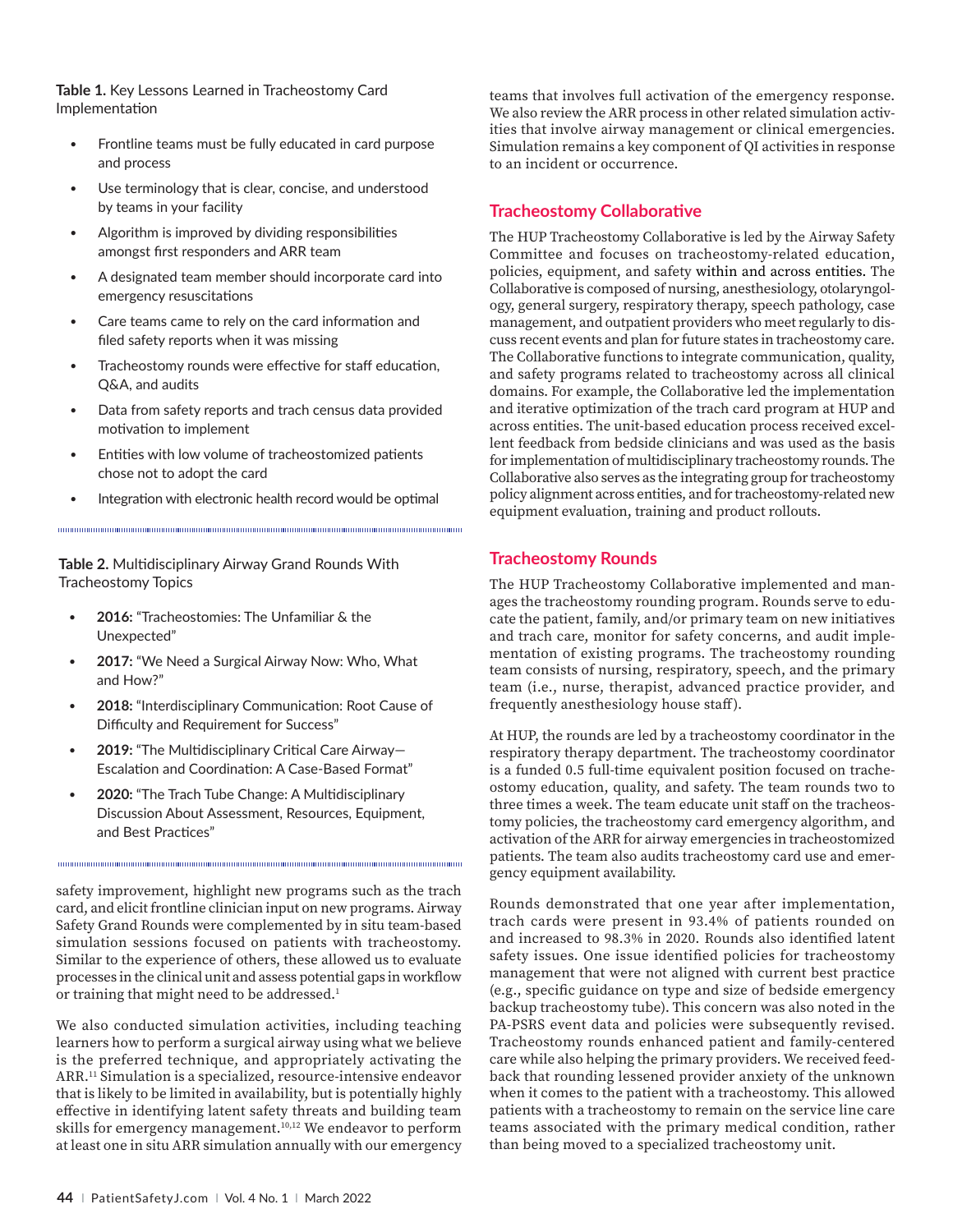**Table 1.** Key Lessons Learned in Tracheostomy Card Implementation

- Frontline teams must be fully educated in card purpose and process
- Use terminology that is clear, concise, and understood by teams in your facility
- Algorithm is improved by dividing responsibilities amongst first responders and ARR team
- A designated team member should incorporate card into emergency resuscitations
- Care teams came to rely on the card information and filed safety reports when it was missing
- Tracheostomy rounds were effective for staff education, Q&A, and audits
- Data from safety reports and trach census data provided motivation to implement
- Entities with low volume of tracheostomized patients chose not to adopt the card
- Integration with electronic health record would be optimal

**Table 2.** Multidisciplinary Airway Grand Rounds With Tracheostomy Topics

- **2016:** "Tracheostomies: The Unfamiliar & the Unexpected"
- **2017:** "We Need a Surgical Airway Now: Who, What and How?"
- **2018:** "Interdisciplinary Communication: Root Cause of Difficulty and Requirement for Success"
- **2019:** "The Multidisciplinary Critical Care Airway—Escalation and Coordination: A Case-Based Format"
- **2020:** "The Trach Tube Change: A Multidisciplinary Discussion About Assessment, Resources, Equipment, and Best Practices"

safety improvement, highlight new programs such as the trach card, and elicit frontline clinician input on new programs. Airway Safety Grand Rounds were complemented by in situ team-based simulation sessions focused on patients with tracheostomy. Similar to the experience of others, these allowed us to evaluate processes in the clinical unit and assess potential gaps in workflow or training that might need to be addressed.[1]

We also conducted simulation activities, including teaching learners how to perform a surgical airway using what we believe is the preferred technique, and appropriately activating the ARR.[11] Simulation is a specialized, resource-intensive endeavor that is likely to be limited in availability, but is potentially highly effective in identifying latent safety threats and building team skills for emergency management.[10,12] We endeavor to perform at least one in situ ARR simulation annually with our emergency teams that involves full activation of the emergency response. We also review the ARR process in other related simulation activities that involve airway management or clinical emergencies. Simulation remains a key component of QI activities in response to an incident or occurrence.

## Tracheostomy Collaborative

The HUP Tracheostomy Collaborative is led by the Airway Safety Committee and focuses on tracheostomy-related education, policies, equipment, and safety within and across entities. The Collaborative is composed of nursing, anesthesiology, otolaryngology, general surgery, respiratory therapy, speech pathology, case management, and outpatient providers who meet regularly to discuss recent events and plan for future states in tracheostomy care. The Collaborative functions to integrate communication, quality, and safety programs related to tracheostomy across all clinical domains. For example, the Collaborative led the implementation and iterative optimization of the trach card program at HUP and across entities. The unit-based education process received excellent feedback from bedside clinicians and was used as the basis for implementation of multidisciplinary tracheostomy rounds. The Collaborative also serves as the integrating group for tracheostomy policy alignment across entities, and for tracheostomy-related new equipment evaluation, training and product rollouts.

## Tracheostomy Rounds

The HUP Tracheostomy Collaborative implemented and manages the tracheostomy rounding program. Rounds serve to educate the patient, family, and/or primary team on new initiatives and trach care, monitor for safety concerns, and audit implementation of existing programs. The tracheostomy rounding team consists of nursing, respiratory, speech, and the primary team (i.e., nurse, therapist, advanced practice provider, and frequently anesthesiology house staff).

At HUP, the rounds are led by a tracheostomy coordinator in the respiratory therapy department. The tracheostomy coordinator is a funded 0.5 full-time equivalent position focused on tracheostomy education, quality, and safety. The team rounds two to three times a week. The team educate unit staff on the tracheostomy policies, the tracheostomy card emergency algorithm, and activation of the ARR for airway emergencies in tracheostomized patients. The team also audits tracheostomy card use and emergency equipment availability.

Rounds demonstrated that one year after implementation, trach cards were present in 93.4% of patients rounded on and increased to 98.3% in 2020. Rounds also identified latent safety issues. One issue identified policies for tracheostomy management that were not aligned with current best practice (e.g., specific guidance on type and size of bedside emergency backup tracheostomy tube). This concern was also noted in the PA-PSRS event data and policies were subsequently revised. Tracheostomy rounds enhanced patient and family-centered care while also helping the primary providers. We received feedback that rounding lessened provider anxiety of the unknown when it comes to the patient with a tracheostomy. This allowed patients with a tracheostomy to remain on the service line care teams associated with the primary medical condition, rather than being moved to a specialized tracheostomy unit.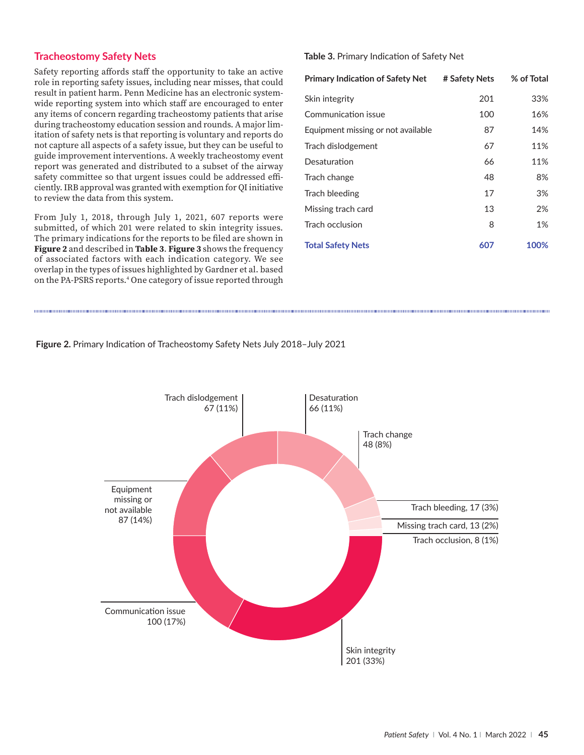## Tracheostomy Safety Nets

Safety reporting affords staff the opportunity to take an active role in reporting safety issues, including near misses, that could result in patient harm. Penn Medicine has an electronic systemwide reporting system into which staff are encouraged to enter any items of concern regarding tracheostomy patients that arise during tracheostomy education session and rounds. A major limitation of safety nets is that reporting is voluntary and reports do not capture all aspects of a safety issue, but they can be useful to guide improvement interventions. A weekly tracheostomy event report was generated and distributed to a subset of the airway safety committee so that urgent issues could be addressed efficiently. IRB approval was granted with exemption for QI initiative to review the data from this system.

From July 1, 2018, through July 1, 2021, 607 reports were submitted, of which 201 were related to skin integrity issues. The primary indications for the reports to be filed are shown in **Figure 2** and described in **Table 3**. **Figure 3** shows the frequency of associated factors with each indication category. We see overlap in the types of issues highlighted by Gardner et al. based on the PA-PSRS reports.[4] One category of issue reported through

**Table 3.** Primary Indication of Safety Net

| Primary Indication of Safety Net | # Safety Nets | % of Total |
|---|---|---|
| Skin integrity | 201 | 33% |
| Communication issue | 100 | 16% |
| Equipment missing or not available | 87 | 14% |
| Trach dislodgement | 67 | 11% |
| Desaturation | 66 | 11% |
| Trach change | 48 | 8% |
| Trach bleeding | 17 | 3% |
| Missing trach card | 13 | 2% |
| Trach occlusion | 8 | 1% |
| **Total Safety Nets** | **607** | **100%** |

**Figure 2.** Primary Indication of Tracheostomy Safety Nets July 2018–July 2021

Trach dislodgement 67 (11%)
Desaturation 66 (11%)
Trach change 48 (8%)
Trach bleeding, 17 (3%)
Missing trach card, 13 (2%)
Trach occlusion, 8 (1%)
Skin integrity 201 (33%)
Communication issue 100 (17%)
Equipment missing or not available 87 (14%)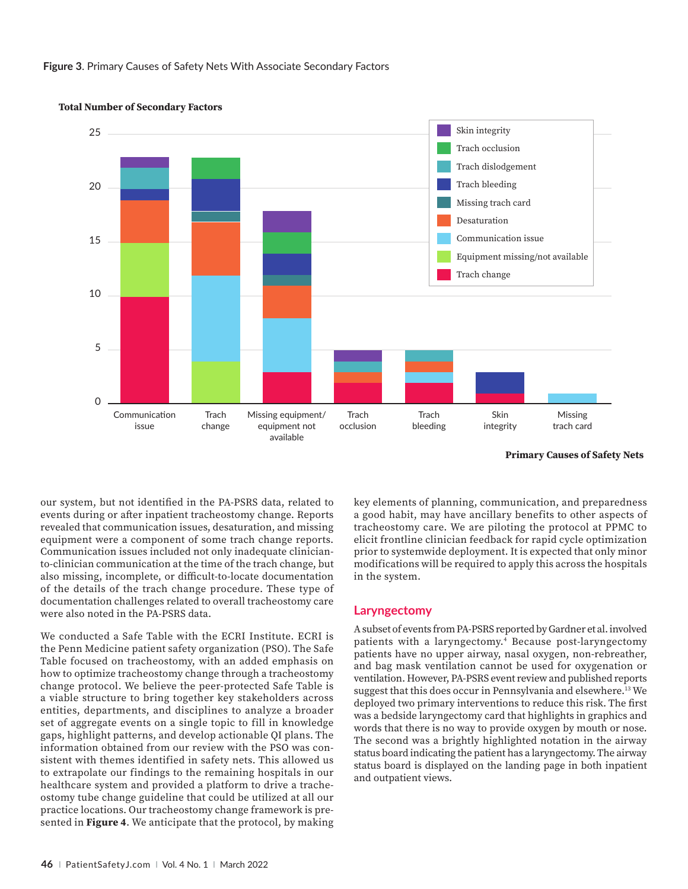**Figure 3**. Primary Causes of Safety Nets With Associate Secondary Factors

our system, but not identified in the PA-PSRS data, related to events during or after inpatient tracheostomy change. Reports revealed that communication issues, desaturation, and missing equipment were a component of some trach change reports. Communication issues included not only inadequate clinician-to-clinician communication at the time of the trach change, but also missing, incomplete, or difficult-to-locate documentation of the details of the trach change procedure. These type of documentation challenges related to overall tracheostomy care were also noted in the PA-PSRS data.

We conducted a Safe Table with the ECRI Institute. ECRI is the Penn Medicine patient safety organization (PSO). The Safe Table focused on tracheostomy, with an added emphasis on how to optimize tracheostomy change through a tracheostomy change protocol. We believe the peer-protected Safe Table is a viable structure to bring together key stakeholders across entities, departments, and disciplines to analyze a broader set of aggregate events on a single topic to fill in knowledge gaps, highlight patterns, and develop actionable QI plans. The information obtained from our review with the PSO was consistent with themes identified in safety nets. This allowed us to extrapolate our findings to the remaining hospitals in our healthcare system and provided a platform to drive a tracheostomy tube change guideline that could be utilized at all our practice locations. Our tracheostomy change framework is presented in **Figure 4**. We anticipate that the protocol, by making key elements of planning, communication, and preparedness a good habit, may have ancillary benefits to other aspects of tracheostomy care. We are piloting the protocol at PPMC to elicit frontline clinician feedback for rapid cycle optimization prior to systemwide deployment. It is expected that only minor modifications will be required to apply this across the hospitals in the system.

## Laryngectomy

A subset of events from PA-PSRS reported by Gardner et al. involved patients with a laryngectomy.[4] Because post-laryngectomy patients have no upper airway, nasal oxygen, non-rebreather, and bag mask ventilation cannot be used for oxygenation or ventilation. However, PA-PSRS event review and published reports suggest that this does occur in Pennsylvania and elsewhere.[13] We deployed two primary interventions to reduce this risk. The first was a bedside laryngectomy card that highlights in graphics and words that there is no way to provide oxygen by mouth or nose. The second was a brightly highlighted notation in the airway status board indicating the patient has a laryngectomy. The airway status board is displayed on the landing page in both inpatient and outpatient views.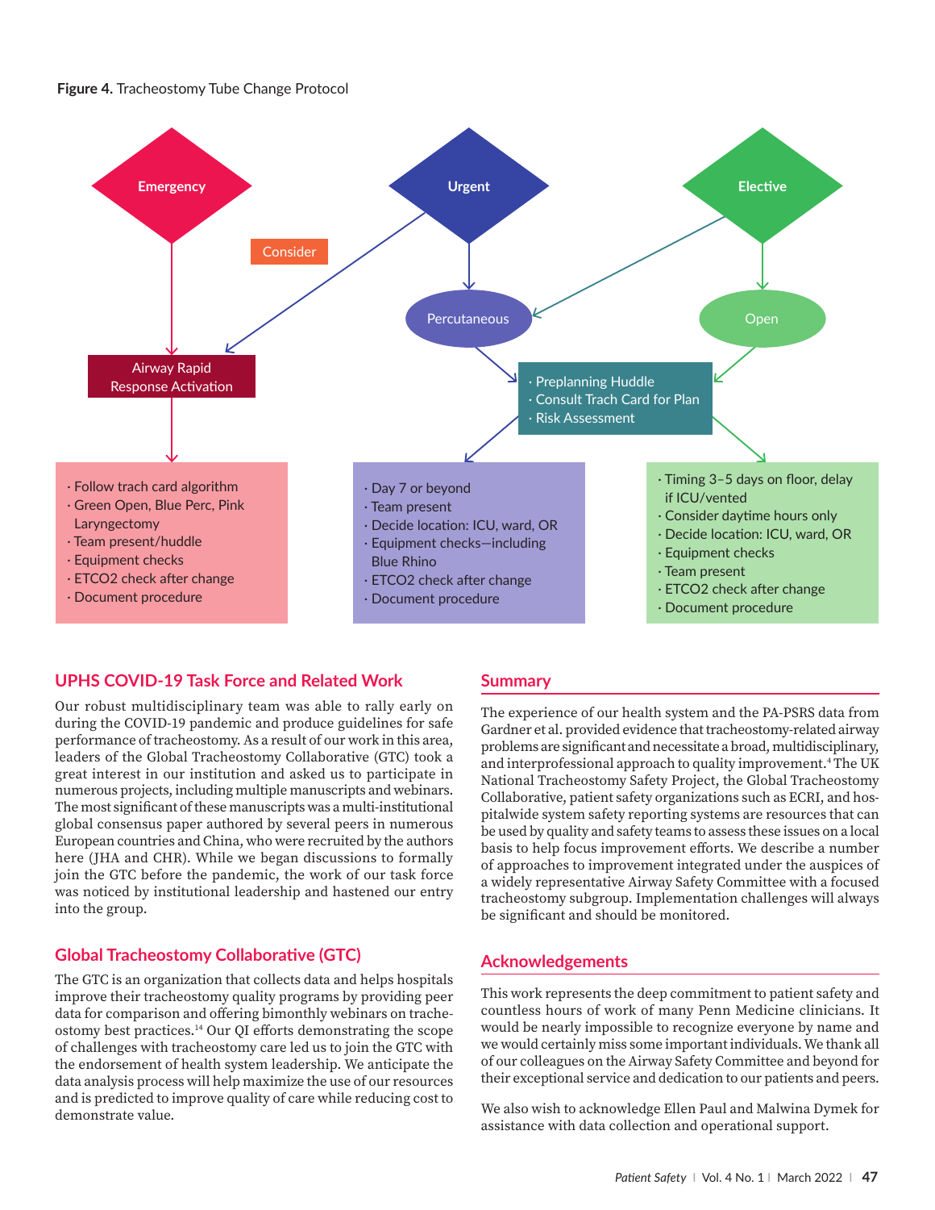**Figure 4.** Tracheostomy Tube Change Protocol

Emergency

Urgent

Elective

Consider

Percutaneous

Open

Airway Rapid Response Activation

- Preplanning Huddle
- Consult Trach Card for Plan
- Risk Assessment

- Follow trach card algorithm
- Green Open, Blue Perc, Pink Laryngectomy
- Team present/huddle
- Equipment checks
- ETCO2 check after change
- Document procedure

- Day 7 or beyond
- Team present
- Decide location: ICU, ward, OR
- Equipment checks—including Blue Rhino
- ETCO2 check after change
- Document procedure

- Timing 3–5 days on floor, delay if ICU/vented
- Consider daytime hours only
- Decide location: ICU, ward, OR
- Equipment checks
- Team present
- ETCO2 check after change
- Document procedure

## UPHS COVID-19 Task Force and Related Work

Our robust multidisciplinary team was able to rally early on during the COVID-19 pandemic and produce guidelines for safe performance of tracheostomy. As a result of our work in this area, leaders of the Global Tracheostomy Collaborative (GTC) took a great interest in our institution and asked us to participate in numerous projects, including multiple manuscripts and webinars. The most significant of these manuscripts was a multi-institutional global consensus paper authored by several peers in numerous European countries and China, who were recruited by the authors here (JHA and CHR). While we began discussions to formally join the GTC before the pandemic, the work of our task force was noticed by institutional leadership and hastened our entry into the group.

## Global Tracheostomy Collaborative (GTC)

The GTC is an organization that collects data and helps hospitals improve their tracheostomy quality programs by providing peer data for comparison and offering bimonthly webinars on tracheostomy best practices.[14] Our QI efforts demonstrating the scope of challenges with tracheostomy care led us to join the GTC with the endorsement of health system leadership. We anticipate the data analysis process will help maximize the use of our resources and is predicted to improve quality of care while reducing cost to demonstrate value.

## Summary

The experience of our health system and the PA-PSRS data from Gardner et al. provided evidence that tracheostomy-related airway problems are significant and necessitate a broad, multidisciplinary, and interprofessional approach to quality improvement.[4] The UK National Tracheostomy Safety Project, the Global Tracheostomy Collaborative, patient safety organizations such as ECRI, and hospitalwide system safety reporting systems are resources that can be used by quality and safety teams to assess these issues on a local basis to help focus improvement efforts. We describe a number of approaches to improvement integrated under the auspices of a widely representative Airway Safety Committee with a focused tracheostomy subgroup. Implementation challenges will always be significant and should be monitored.

## Acknowledgements

This work represents the deep commitment to patient safety and countless hours of work of many Penn Medicine clinicians. It would be nearly impossible to recognize everyone by name and we would certainly miss some important individuals. We thank all of our colleagues on the Airway Safety Committee and beyond for their exceptional service and dedication to our patients and peers.

We also wish to acknowledge Ellen Paul and Malwina Dymek for assistance with data collection and operational support.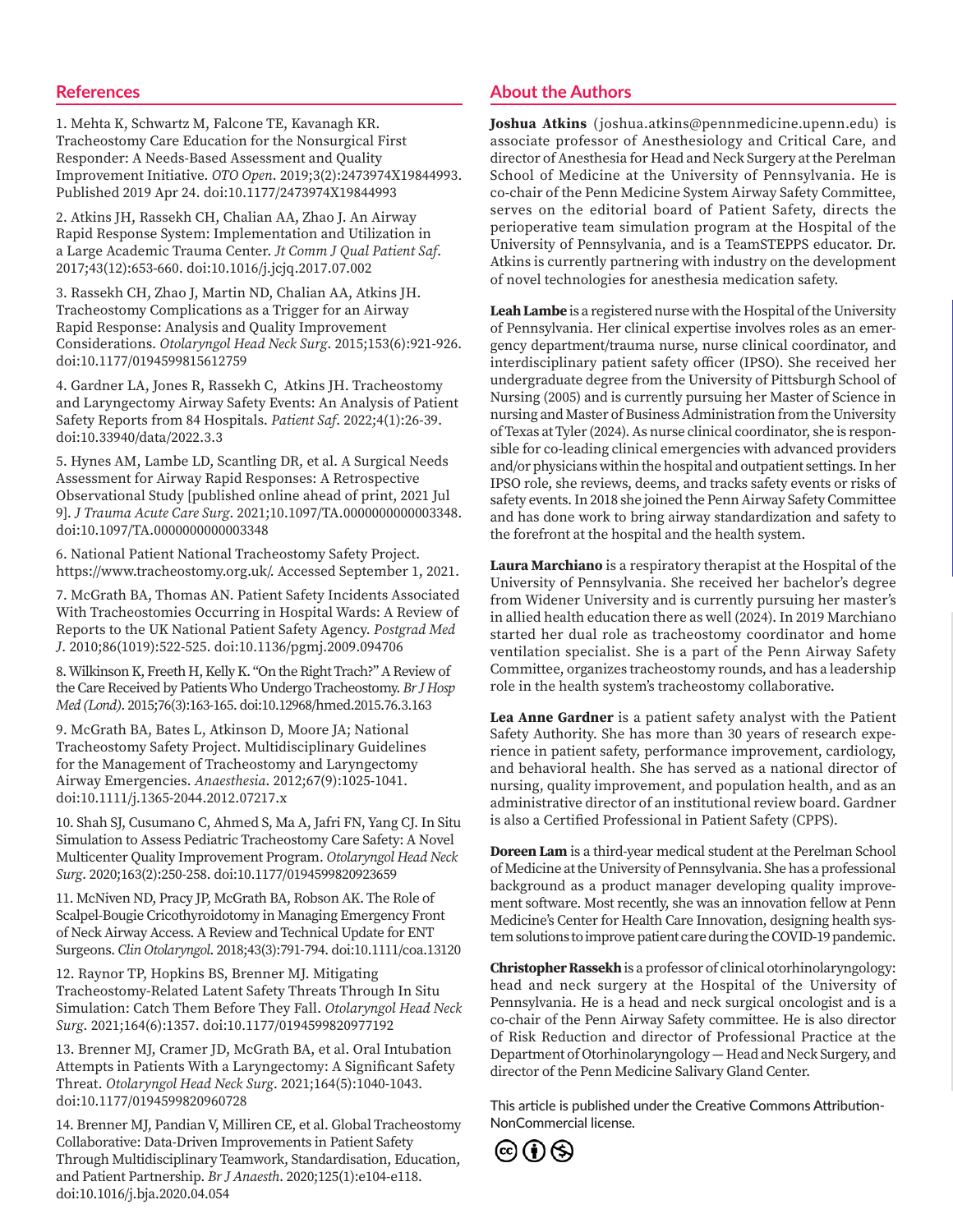## References

1. Mehta K, Schwartz M, Falcone TE, Kavanagh KR. Tracheostomy Care Education for the Nonsurgical First Responder: A Needs-Based Assessment and Quality Improvement Initiative. *OTO Open*. 2019;3(2):2473974X19844993. Published 2019 Apr 24. doi:10.1177/2473974X19844993

2. Atkins JH, Rassekh CH, Chalian AA, Zhao J. An Airway Rapid Response System: Implementation and Utilization in a Large Academic Trauma Center. *Jt Comm J Qual Patient Saf*. 2017;43(12):653-660. doi:10.1016/j.jcjq.2017.07.002

3. Rassekh CH, Zhao J, Martin ND, Chalian AA, Atkins JH. Tracheostomy Complications as a Trigger for an Airway Rapid Response: Analysis and Quality Improvement Considerations. *Otolaryngol Head Neck Surg*. 2015;153(6):921-926. doi:10.1177/0194599815612759

4. Gardner LA, Jones R, Rassekh C, Atkins JH. Tracheostomy and Laryngectomy Airway Safety Events: An Analysis of Patient Safety Reports from 84 Hospitals. *Patient Saf*. 2022;4(1):26-39. doi:10.33940/data/2022.3.3

5. Hynes AM, Lambe LD, Scantling DR, et al. A Surgical Needs Assessment for Airway Rapid Responses: A Retrospective Observational Study [published online ahead of print, 2021 Jul 9]. *J Trauma Acute Care Surg*. 2021;10.1097/TA.0000000000003348. doi:10.1097/TA.0000000000003348

6. National Patient National Tracheostomy Safety Project. https://www.tracheostomy.org.uk/. Accessed September 1, 2021.

7. McGrath BA, Thomas AN. Patient Safety Incidents Associated With Tracheostomies Occurring in Hospital Wards: A Review of Reports to the UK National Patient Safety Agency. *Postgrad Med J*. 2010;86(1019):522-525. doi:10.1136/pgmj.2009.094706

8. Wilkinson K, Freeth H, Kelly K. "On the Right Trach?" A Review of the Care Received by Patients Who Undergo Tracheostomy. *Br J Hosp Med (Lond)*. 2015;76(3):163-165. doi:10.12968/hmed.2015.76.3.163

9. McGrath BA, Bates L, Atkinson D, Moore JA; National Tracheostomy Safety Project. Multidisciplinary Guidelines for the Management of Tracheostomy and Laryngectomy Airway Emergencies. *Anaesthesia*. 2012;67(9):1025-1041. doi:10.1111/j.1365-2044.2012.07217.x

10. Shah SJ, Cusumano C, Ahmed S, Ma A, Jafri FN, Yang CJ. In Situ Simulation to Assess Pediatric Tracheostomy Care Safety: A Novel Multicenter Quality Improvement Program. *Otolaryngol Head Neck Surg*. 2020;163(2):250-258. doi:10.1177/0194599820923659

11. McNiven ND, Pracy JP, McGrath BA, Robson AK. The Role of Scalpel-Bougie Cricothyroidotomy in Managing Emergency Front of Neck Airway Access. A Review and Technical Update for ENT Surgeons. *Clin Otolaryngol*. 2018;43(3):791-794. doi:10.1111/coa.13120

12. Raynor TP, Hopkins BS, Brenner MJ. Mitigating Tracheostomy-Related Latent Safety Threats Through In Situ Simulation: Catch Them Before They Fall. *Otolaryngol Head Neck Surg*. 2021;164(6):1357. doi:10.1177/0194599820977192

13. Brenner MJ, Cramer JD, McGrath BA, et al. Oral Intubation Attempts in Patients With a Laryngectomy: A Significant Safety Threat. *Otolaryngol Head Neck Surg*. 2021;164(5):1040-1043. doi:10.1177/0194599820960728

14. Brenner MJ, Pandian V, Milliren CE, et al. Global Tracheostomy Collaborative: Data-Driven Improvements in Patient Safety Through Multidisciplinary Teamwork, Standardisation, Education, and Patient Partnership. *Br J Anaesth*. 2020;125(1):e104-e118. doi:10.1016/j.bja.2020.04.054

## About the Authors

**Joshua Atkins** (joshua.atkins@pennmedicine.upenn.edu) is associate professor of Anesthesiology and Critical Care, and director of Anesthesia for Head and Neck Surgery at the Perelman School of Medicine at the University of Pennsylvania. He is co-chair of the Penn Medicine System Airway Safety Committee, serves on the editorial board of Patient Safety, directs the perioperative team simulation program at the Hospital of the University of Pennsylvania, and is a TeamSTEPPS educator. Dr. Atkins is currently partnering with industry on the development of novel technologies for anesthesia medication safety.

**Leah Lambe** is a registered nurse with the Hospital of the University of Pennsylvania. Her clinical expertise involves roles as an emergency department/trauma nurse, nurse clinical coordinator, and interdisciplinary patient safety officer (IPSO). She received her undergraduate degree from the University of Pittsburgh School of Nursing (2005) and is currently pursuing her Master of Science in nursing and Master of Business Administration from the University of Texas at Tyler (2024). As nurse clinical coordinator, she is responsible for co-leading clinical emergencies with advanced providers and/or physicians within the hospital and outpatient settings. In her IPSO role, she reviews, deems, and tracks safety events or risks of safety events. In 2018 she joined the Penn Airway Safety Committee and has done work to bring airway standardization and safety to the forefront at the hospital and the health system.

**Laura Marchiano** is a respiratory therapist at the Hospital of the University of Pennsylvania. She received her bachelor's degree from Widener University and is currently pursuing her master's in allied health education there as well (2024). In 2019 Marchiano started her dual role as tracheostomy coordinator and home ventilation specialist. She is a part of the Penn Airway Safety Committee, organizes tracheostomy rounds, and has a leadership role in the health system's tracheostomy collaborative.

**Lea Anne Gardner** is a patient safety analyst with the Patient Safety Authority. She has more than 30 years of research experience in patient safety, performance improvement, cardiology, and behavioral health. She has served as a national director of nursing, quality improvement, and population health, and as an administrative director of an institutional review board. Gardner is also a Certified Professional in Patient Safety (CPPS).

**Doreen Lam** is a third-year medical student at the Perelman School of Medicine at the University of Pennsylvania. She has a professional background as a product manager developing quality improvement software. Most recently, she was an innovation fellow at Penn Medicine's Center for Health Care Innovation, designing health system solutions to improve patient care during the COVID-19 pandemic.

**Christopher Rassekh** is a professor of clinical otorhinolaryngology: head and neck surgery at the Hospital of the University of Pennsylvania. He is a head and neck surgical oncologist and is a co-chair of the Penn Airway Safety committee. He is also director of Risk Reduction and director of Professional Practice at the Department of Otorhinolaryngology — Head and Neck Surgery, and director of the Penn Medicine Salivary Gland Center.

This article is published under the Creative Commons Attribution-NonCommercial license.